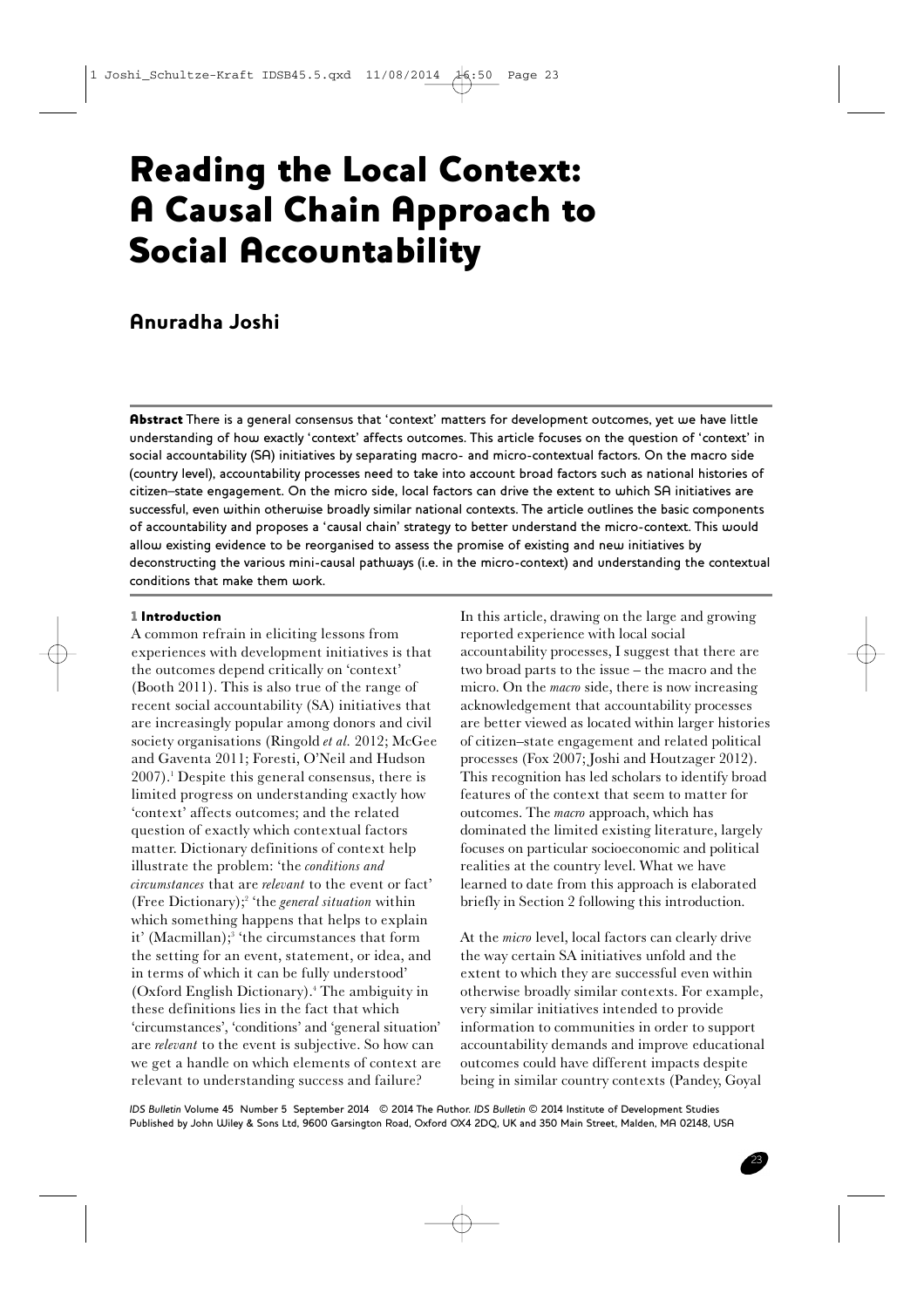# Reading the Local Context: A Causal Chain Approach to Social Accountability

## Anuradha Joshi

**Abstract** There is a general consensus that 'context' matters for development outcomes, yet we have little understanding of how exactly 'context' affects outcomes. This article focuses on the question of 'context' in social accountability (SA) initiatives by separating macro- and micro-contextual factors. On the macro side (country level), accountability processes need to take into account broad factors such as national histories of citizen–state engagement. On the micro side, local factors can drive the extent to which SA initiatives are successful, even within otherwise broadly similar national contexts. The article outlines the basic components of accountability and proposes a 'causal chain' strategy to better understand the micro-context. This would allow existing evidence to be reorganised to assess the promise of existing and new initiatives by deconstructing the various mini-causal pathways (i.e. in the micro-context) and understanding the contextual conditions that make them work.

### 1 Introduction

A common refrain in eliciting lessons from experiences with development initiatives is that the outcomes depend critically on 'context' (Booth 2011). This is also true of the range of recent social accountability (SA) initiatives that are increasingly popular among donors and civil society organisations (Ringold *et al.* 2012; McGee and Gaventa 2011; Foresti, O'Neil and Hudson 2007).[1] Despite this general consensus, there is limited progress on understanding exactly how 'context' affects outcomes; and the related question of exactly which contextual factors matter. Dictionary definitions of context help illustrate the problem: 'the *conditions and circumstances* that are *relevant* to the event or fact' (Free Dictionary);[2] 'the *general situation* within which something happens that helps to explain it' (Macmillan);[3] 'the circumstances that form the setting for an event, statement, or idea, and in terms of which it can be fully understood' (Oxford English Dictionary).[4] The ambiguity in these definitions lies in the fact that which 'circumstances', 'conditions' and 'general situation' are *relevant* to the event is subjective. So how can we get a handle on which elements of context are relevant to understanding success and failure?

In this article, drawing on the large and growing reported experience with local social accountability processes, I suggest that there are two broad parts to the issue – the macro and the micro. On the *macro* side, there is now increasing acknowledgement that accountability processes are better viewed as located within larger histories of citizen–state engagement and related political processes (Fox 2007; Joshi and Houtzager 2012). This recognition has led scholars to identify broad features of the context that seem to matter for outcomes. The *macro* approach, which has dominated the limited existing literature, largely focuses on particular socioeconomic and political realities at the country level. What we have learned to date from this approach is elaborated briefly in Section 2 following this introduction.

At the *micro* level, local factors can clearly drive the way certain SA initiatives unfold and the extent to which they are successful even within otherwise broadly similar contexts. For example, very similar initiatives intended to provide information to communities in order to support accountability demands and improve educational outcomes could have different impacts despite being in similar country contexts (Pandey, Goyal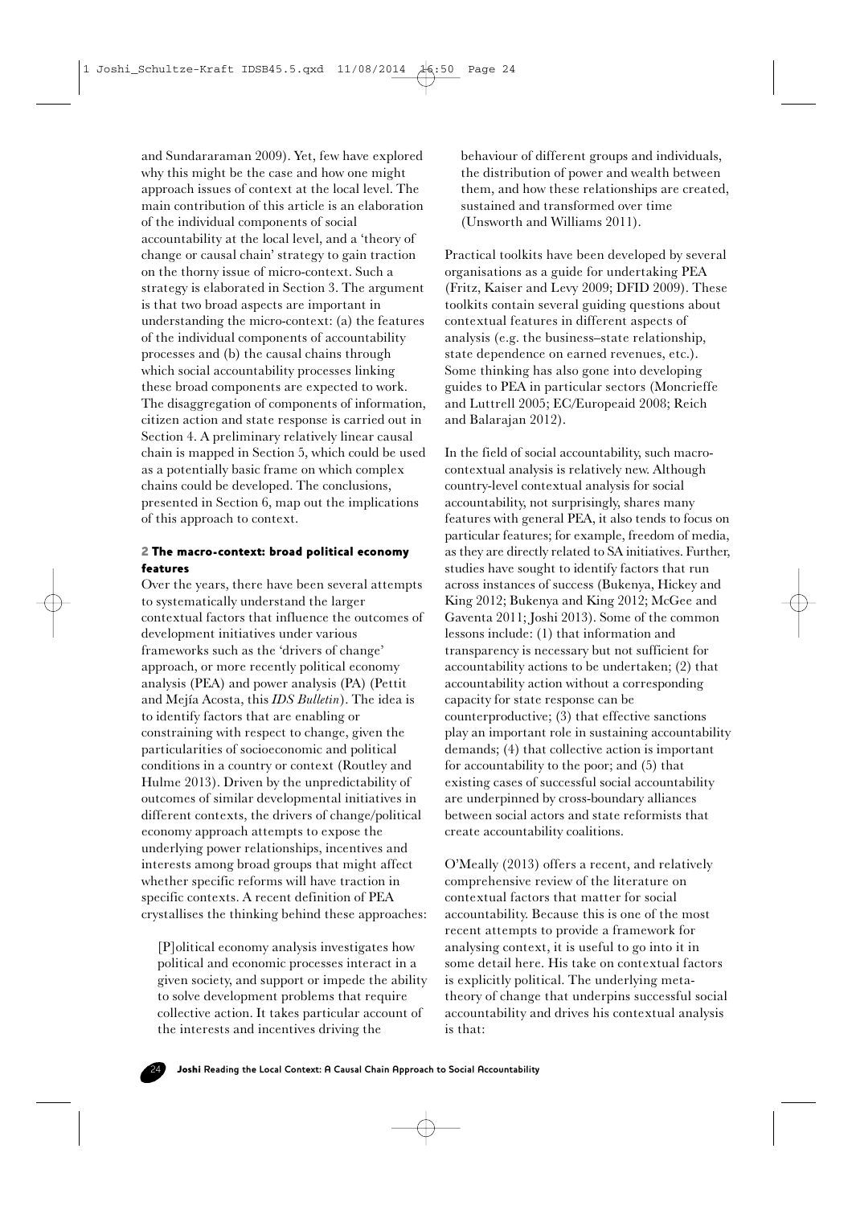and Sundararaman 2009). Yet, few have explored why this might be the case and how one might approach issues of context at the local level. The main contribution of this article is an elaboration of the individual components of social accountability at the local level, and a 'theory of change or causal chain' strategy to gain traction on the thorny issue of micro-context. Such a strategy is elaborated in Section 3. The argument is that two broad aspects are important in understanding the micro-context: (a) the features of the individual components of accountability processes and (b) the causal chains through which social accountability processes linking these broad components are expected to work. The disaggregation of components of information, citizen action and state response is carried out in Section 4. A preliminary relatively linear causal chain is mapped in Section 5, which could be used as a potentially basic frame on which complex chains could be developed. The conclusions, presented in Section 6, map out the implications of this approach to context.

## 2 The macro-context: broad political economy features

Over the years, there have been several attempts to systematically understand the larger contextual factors that influence the outcomes of development initiatives under various frameworks such as the 'drivers of change' approach, or more recently political economy analysis (PEA) and power analysis (PA) (Pettit and Mejía Acosta, this *IDS Bulletin*). The idea is to identify factors that are enabling or constraining with respect to change, given the particularities of socioeconomic and political conditions in a country or context (Routley and Hulme 2013). Driven by the unpredictability of outcomes of similar developmental initiatives in different contexts, the drivers of change/political economy approach attempts to expose the underlying power relationships, incentives and interests among broad groups that might affect whether specific reforms will have traction in specific contexts. A recent definition of PEA crystallises the thinking behind these approaches:

> [P]olitical economy analysis investigates how political and economic processes interact in a given society, and support or impede the ability to solve development problems that require collective action. It takes particular account of the interests and incentives driving the behaviour of different groups and individuals, the distribution of power and wealth between them, and how these relationships are created, sustained and transformed over time (Unsworth and Williams 2011).

Practical toolkits have been developed by several organisations as a guide for undertaking PEA (Fritz, Kaiser and Levy 2009; DFID 2009). These toolkits contain several guiding questions about contextual features in different aspects of analysis (e.g. the business–state relationship, state dependence on earned revenues, etc.). Some thinking has also gone into developing guides to PEA in particular sectors (Moncrieffe and Luttrell 2005; EC/Europeaid 2008; Reich and Balarajan 2012).

In the field of social accountability, such macro-contextual analysis is relatively new. Although country-level contextual analysis for social accountability, not surprisingly, shares many features with general PEA, it also tends to focus on particular features; for example, freedom of media, as they are directly related to SA initiatives. Further, studies have sought to identify factors that run across instances of success (Bukenya, Hickey and King 2012; Bukenya and King 2012; McGee and Gaventa 2011; Joshi 2013). Some of the common lessons include: (1) that information and transparency is necessary but not sufficient for accountability actions to be undertaken; (2) that accountability action without a corresponding capacity for state response can be counterproductive; (3) that effective sanctions play an important role in sustaining accountability demands; (4) that collective action is important for accountability to the poor; and (5) that existing cases of successful social accountability are underpinned by cross-boundary alliances between social actors and state reformists that create accountability coalitions.

O'Meally (2013) offers a recent, and relatively comprehensive review of the literature on contextual factors that matter for social accountability. Because this is one of the most recent attempts to provide a framework for analysing context, it is useful to go into it in some detail here. His take on contextual factors is explicitly political. The underlying meta-theory of change that underpins successful social accountability and drives his contextual analysis is that: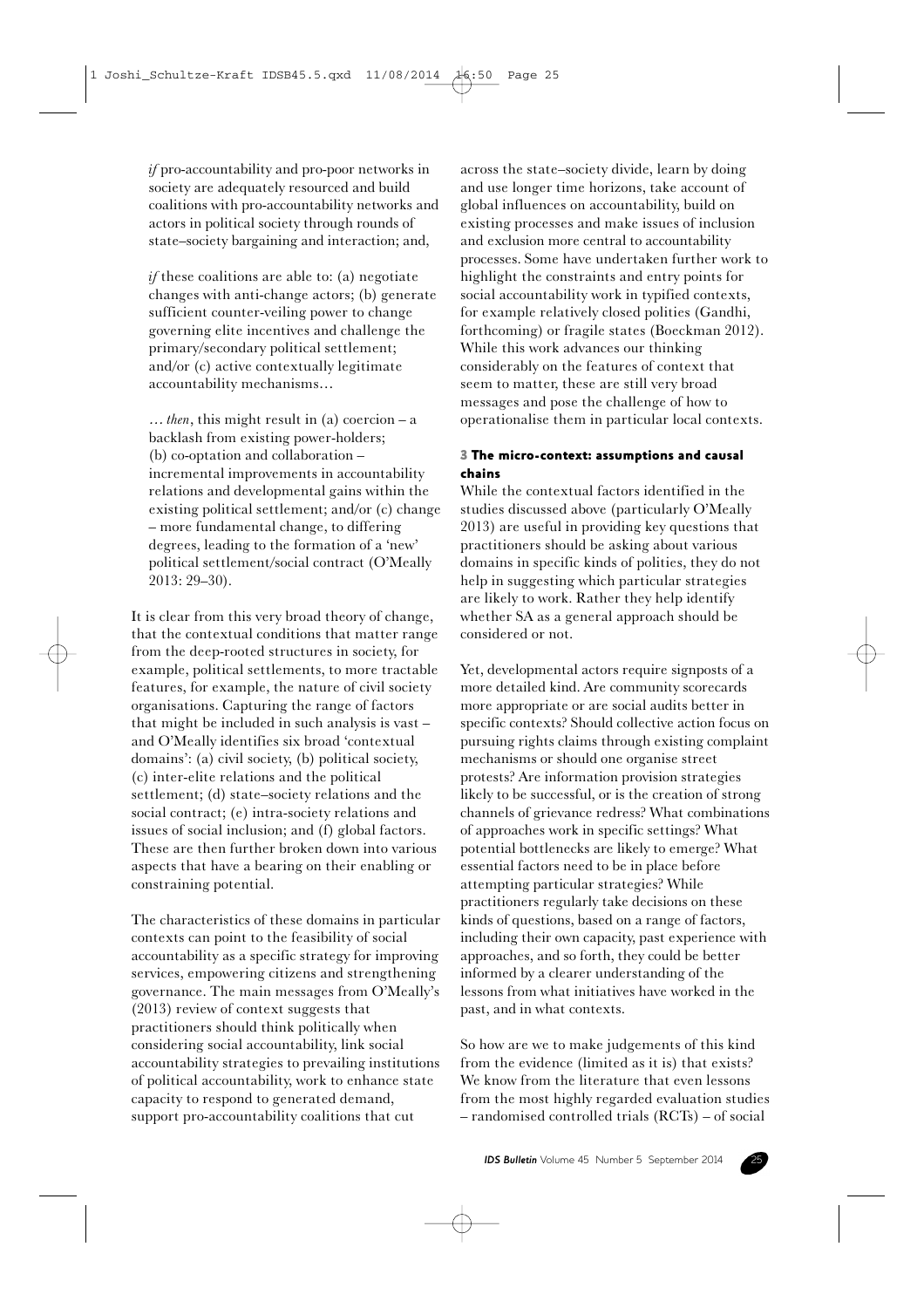*if* pro-accountability and pro-poor networks in society are adequately resourced and build coalitions with pro-accountability networks and actors in political society through rounds of state–society bargaining and interaction; and,

*if* these coalitions are able to: (a) negotiate changes with anti-change actors; (b) generate sufficient counter-veiling power to change governing elite incentives and challenge the primary/secondary political settlement; and/or (c) active contextually legitimate accountability mechanisms…

… *then*, this might result in (a) coercion – a backlash from existing power-holders; (b) co-optation and collaboration – incremental improvements in accountability relations and developmental gains within the existing political settlement; and/or (c) change – more fundamental change, to differing degrees, leading to the formation of a 'new' political settlement/social contract (O'Meally 2013: 29–30).

It is clear from this very broad theory of change, that the contextual conditions that matter range from the deep-rooted structures in society, for example, political settlements, to more tractable features, for example, the nature of civil society organisations. Capturing the range of factors that might be included in such analysis is vast – and O'Meally identifies six broad 'contextual domains': (a) civil society, (b) political society, (c) inter-elite relations and the political settlement; (d) state–society relations and the social contract; (e) intra-society relations and issues of social inclusion; and (f) global factors. These are then further broken down into various aspects that have a bearing on their enabling or constraining potential.

The characteristics of these domains in particular contexts can point to the feasibility of social accountability as a specific strategy for improving services, empowering citizens and strengthening governance. The main messages from O'Meally's (2013) review of context suggests that practitioners should think politically when considering social accountability, link social accountability strategies to prevailing institutions of political accountability, work to enhance state capacity to respond to generated demand, support pro-accountability coalitions that cut across the state–society divide, learn by doing and use longer time horizons, take account of global influences on accountability, build on existing processes and make issues of inclusion and exclusion more central to accountability processes. Some have undertaken further work to highlight the constraints and entry points for social accountability work in typified contexts, for example relatively closed polities (Gandhi, forthcoming) or fragile states (Boeckman 2012). While this work advances our thinking considerably on the features of context that seem to matter, these are still very broad messages and pose the challenge of how to operationalise them in particular local contexts.

## 3 The micro-context: assumptions and causal chains

While the contextual factors identified in the studies discussed above (particularly O'Meally 2013) are useful in providing key questions that practitioners should be asking about various domains in specific kinds of polities, they do not help in suggesting which particular strategies are likely to work. Rather they help identify whether SA as a general approach should be considered or not.

Yet, developmental actors require signposts of a more detailed kind. Are community scorecards more appropriate or are social audits better in specific contexts? Should collective action focus on pursuing rights claims through existing complaint mechanisms or should one organise street protests? Are information provision strategies likely to be successful, or is the creation of strong channels of grievance redress? What combinations of approaches work in specific settings? What potential bottlenecks are likely to emerge? What essential factors need to be in place before attempting particular strategies? While practitioners regularly take decisions on these kinds of questions, based on a range of factors, including their own capacity, past experience with approaches, and so forth, they could be better informed by a clearer understanding of the lessons from what initiatives have worked in the past, and in what contexts.

So how are we to make judgements of this kind from the evidence (limited as it is) that exists? We know from the literature that even lessons from the most highly regarded evaluation studies – randomised controlled trials (RCTs) – of social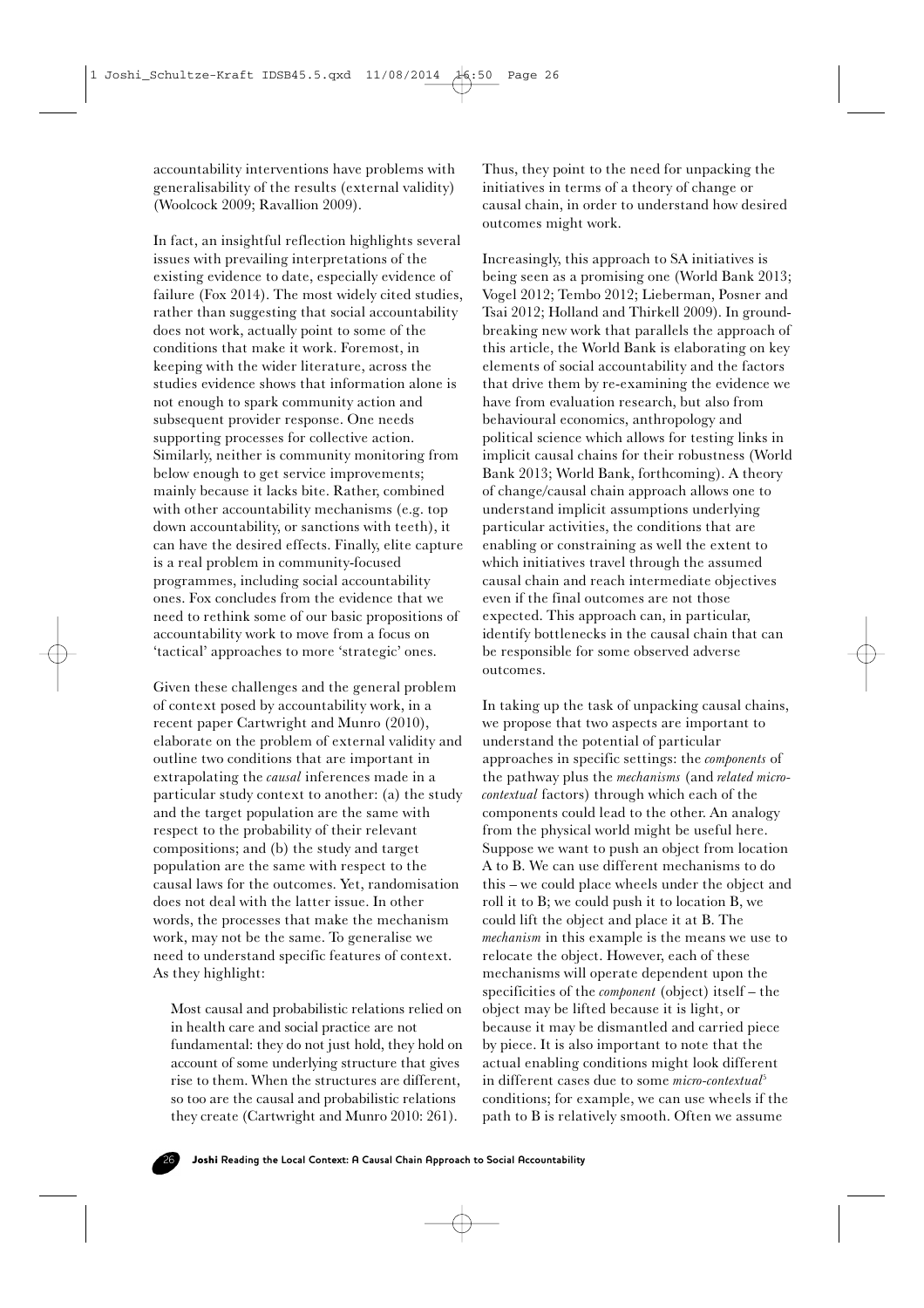accountability interventions have problems with generalisability of the results (external validity) (Woolcock 2009; Ravallion 2009).

In fact, an insightful reflection highlights several issues with prevailing interpretations of the existing evidence to date, especially evidence of failure (Fox 2014). The most widely cited studies, rather than suggesting that social accountability does not work, actually point to some of the conditions that make it work. Foremost, in keeping with the wider literature, across the studies evidence shows that information alone is not enough to spark community action and subsequent provider response. One needs supporting processes for collective action. Similarly, neither is community monitoring from below enough to get service improvements; mainly because it lacks bite. Rather, combined with other accountability mechanisms (e.g. top down accountability, or sanctions with teeth), it can have the desired effects. Finally, elite capture is a real problem in community-focused programmes, including social accountability ones. Fox concludes from the evidence that we need to rethink some of our basic propositions of accountability work to move from a focus on 'tactical' approaches to more 'strategic' ones.

Given these challenges and the general problem of context posed by accountability work, in a recent paper Cartwright and Munro (2010), elaborate on the problem of external validity and outline two conditions that are important in extrapolating the *causal* inferences made in a particular study context to another: (a) the study and the target population are the same with respect to the probability of their relevant compositions; and (b) the study and target population are the same with respect to the causal laws for the outcomes. Yet, randomisation does not deal with the latter issue. In other words, the processes that make the mechanism work, may not be the same. To generalise we need to understand specific features of context. As they highlight:

> Most causal and probabilistic relations relied on in health care and social practice are not fundamental: they do not just hold, they hold on account of some underlying structure that gives rise to them. When the structures are different, so too are the causal and probabilistic relations they create (Cartwright and Munro 2010: 261).

Thus, they point to the need for unpacking the initiatives in terms of a theory of change or causal chain, in order to understand how desired outcomes might work.

Increasingly, this approach to SA initiatives is being seen as a promising one (World Bank 2013; Vogel 2012; Tembo 2012; Lieberman, Posner and Tsai 2012; Holland and Thirkell 2009). In ground-breaking new work that parallels the approach of this article, the World Bank is elaborating on key elements of social accountability and the factors that drive them by re-examining the evidence we have from evaluation research, but also from behavioural economics, anthropology and political science which allows for testing links in implicit causal chains for their robustness (World Bank 2013; World Bank, forthcoming). A theory of change/causal chain approach allows one to understand implicit assumptions underlying particular activities, the conditions that are enabling or constraining as well the extent to which initiatives travel through the assumed causal chain and reach intermediate objectives even if the final outcomes are not those expected. This approach can, in particular, identify bottlenecks in the causal chain that can be responsible for some observed adverse outcomes.

In taking up the task of unpacking causal chains, we propose that two aspects are important to understand the potential of particular approaches in specific settings: the *components* of the pathway plus the *mechanisms* (and *related micro-contextual* factors) through which each of the components could lead to the other. An analogy from the physical world might be useful here. Suppose we want to push an object from location A to B. We can use different mechanisms to do this – we could place wheels under the object and roll it to B; we could push it to location B, we could lift the object and place it at B. The *mechanism* in this example is the means we use to relocate the object. However, each of these mechanisms will operate dependent upon the specificities of the *component* (object) itself – the object may be lifted because it is light, or because it may be dismantled and carried piece by piece. It is also important to note that the actual enabling conditions might look different in different cases due to some *micro-contextual*[5] conditions; for example, we can use wheels if the path to B is relatively smooth. Often we assume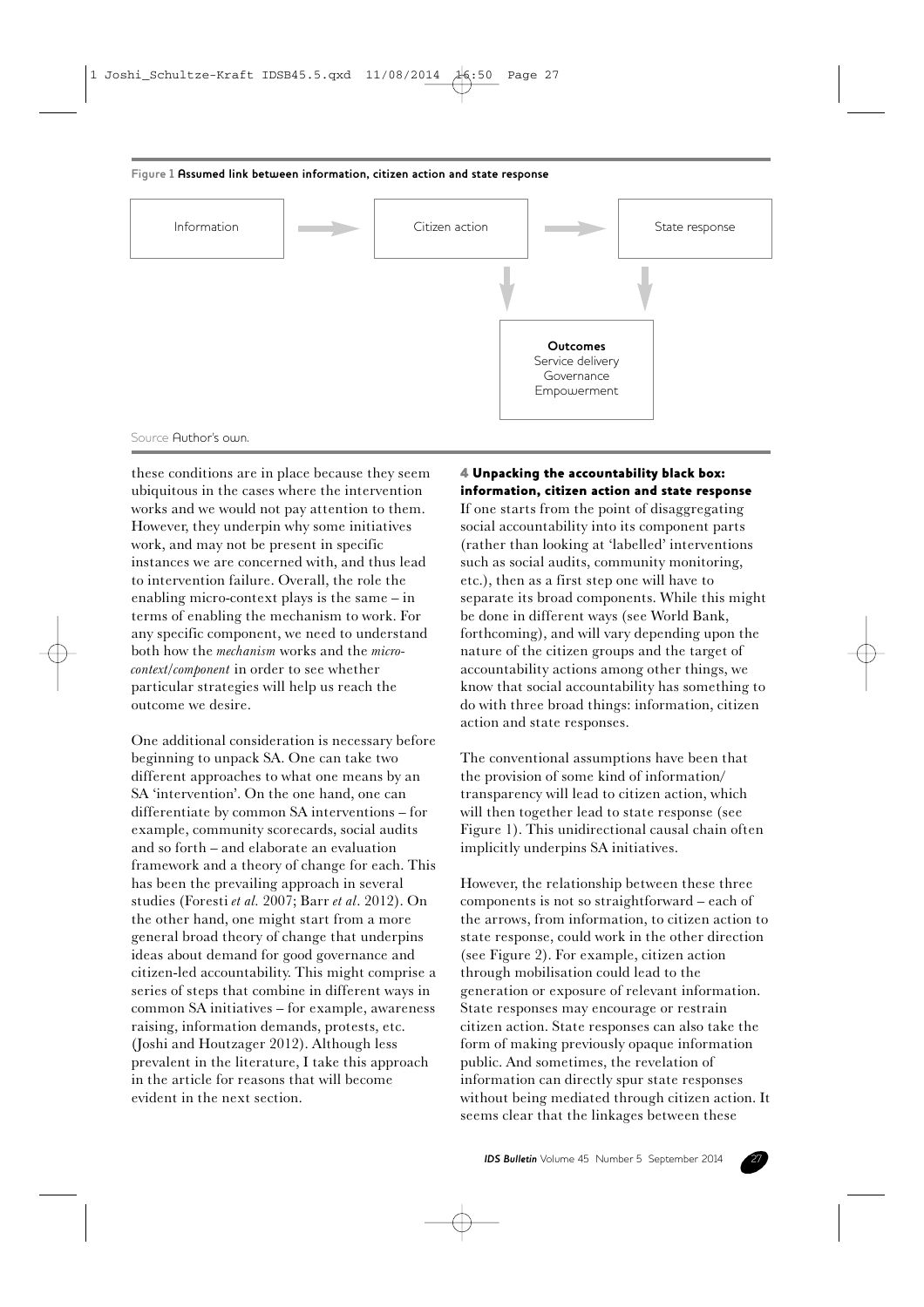**Figure 1 Assumed link between information, citizen action and state response**

| Information | → | Citizen action | → | State response |
|---|---|---|---|---|

Citizen action ↓ and State response ↓ → **Outcomes**: Service delivery, Governance, Empowerment

Source Author's own.

these conditions are in place because they seem ubiquitous in the cases where the intervention works and we would not pay attention to them. However, they underpin why some initiatives work, and may not be present in specific instances we are concerned with, and thus lead to intervention failure. Overall, the role the enabling micro-context plays is the same – in terms of enabling the mechanism to work. For any specific component, we need to understand both how the *mechanism* works and the *micro-context/component* in order to see whether particular strategies will help us reach the outcome we desire.

One additional consideration is necessary before beginning to unpack SA. One can take two different approaches to what one means by an SA 'intervention'. On the one hand, one can differentiate by common SA interventions – for example, community scorecards, social audits and so forth – and elaborate an evaluation framework and a theory of change for each. This has been the prevailing approach in several studies (Foresti *et al.* 2007; Barr *et al.* 2012). On the other hand, one might start from a more general broad theory of change that underpins ideas about demand for good governance and citizen-led accountability. This might comprise a series of steps that combine in different ways in common SA initiatives – for example, awareness raising, information demands, protests, etc. (Joshi and Houtzager 2012). Although less prevalent in the literature, I take this approach in the article for reasons that will become evident in the next section.

## 4 Unpacking the accountability black box: information, citizen action and state response

If one starts from the point of disaggregating social accountability into its component parts (rather than looking at 'labelled' interventions such as social audits, community monitoring, etc.), then as a first step one will have to separate its broad components. While this might be done in different ways (see World Bank, forthcoming), and will vary depending upon the nature of the citizen groups and the target of accountability actions among other things, we know that social accountability has something to do with three broad things: information, citizen action and state responses.

The conventional assumptions have been that the provision of some kind of information/transparency will lead to citizen action, which will then together lead to state response (see Figure 1). This unidirectional causal chain often implicitly underpins SA initiatives.

However, the relationship between these three components is not so straightforward – each of the arrows, from information, to citizen action to state response, could work in the other direction (see Figure 2). For example, citizen action through mobilisation could lead to the generation or exposure of relevant information. State responses may encourage or restrain citizen action. State responses can also take the form of making previously opaque information public. And sometimes, the revelation of information can directly spur state responses without being mediated through citizen action. It seems clear that the linkages between these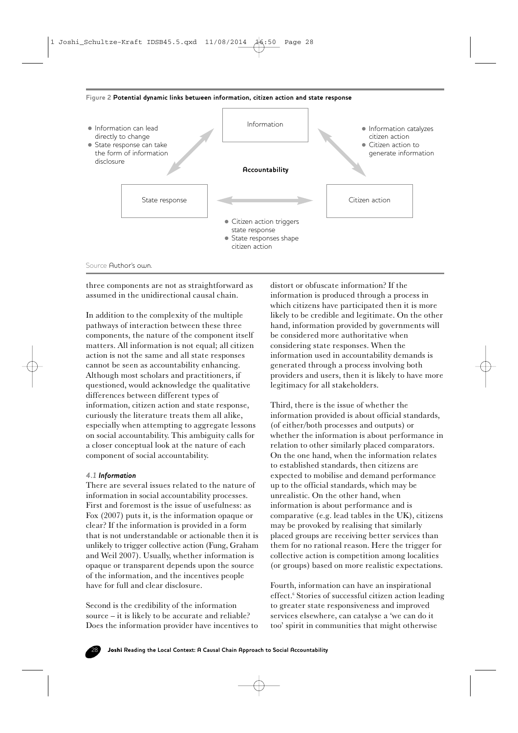**Figure 2 Potential dynamic links between information, citizen action and state response**

Information

- Information can lead directly to change
- State response can take the form of information disclosure

- Information catalyzes citizen action
- Citizen action to generate information

Accountability

State response

Citizen action

- Citizen action triggers state response
- State responses shape citizen action

Source Author's own.

three components are not as straightforward as assumed in the unidirectional causal chain.

In addition to the complexity of the multiple pathways of interaction between these three components, the nature of the component itself matters. All information is not equal; all citizen action is not the same and all state responses cannot be seen as accountability enhancing. Although most scholars and practitioners, if questioned, would acknowledge the qualitative differences between different types of information, citizen action and state response, curiously the literature treats them all alike, especially when attempting to aggregate lessons on social accountability. This ambiguity calls for a closer conceptual look at the nature of each component of social accountability.

#### *4.1 Information*

There are several issues related to the nature of information in social accountability processes. First and foremost is the issue of usefulness: as Fox (2007) puts it, is the information opaque or clear? If the information is provided in a form that is not understandable or actionable then it is unlikely to trigger collective action (Fung, Graham and Weil 2007). Usually, whether information is opaque or transparent depends upon the source of the information, and the incentives people have for full and clear disclosure.

Second is the credibility of the information source – it is likely to be accurate and reliable? Does the information provider have incentives to distort or obfuscate information? If the information is produced through a process in which citizens have participated then it is more likely to be credible and legitimate. On the other hand, information provided by governments will be considered more authoritative when considering state responses. When the information used in accountability demands is generated through a process involving both providers and users, then it is likely to have more legitimacy for all stakeholders.

Third, there is the issue of whether the information provided is about official standards, (of either/both processes and outputs) or whether the information is about performance in relation to other similarly placed comparators. On the one hand, when the information relates to established standards, then citizens are expected to mobilise and demand performance up to the official standards, which may be unrealistic. On the other hand, when information is about performance and is comparative (e.g. lead tables in the UK), citizens may be provoked by realising that similarly placed groups are receiving better services than them for no rational reason. Here the trigger for collective action is competition among localities (or groups) based on more realistic expectations.

Fourth, information can have an inspirational effect.[6] Stories of successful citizen action leading to greater state responsiveness and improved services elsewhere, can catalyse a 'we can do it too' spirit in communities that might otherwise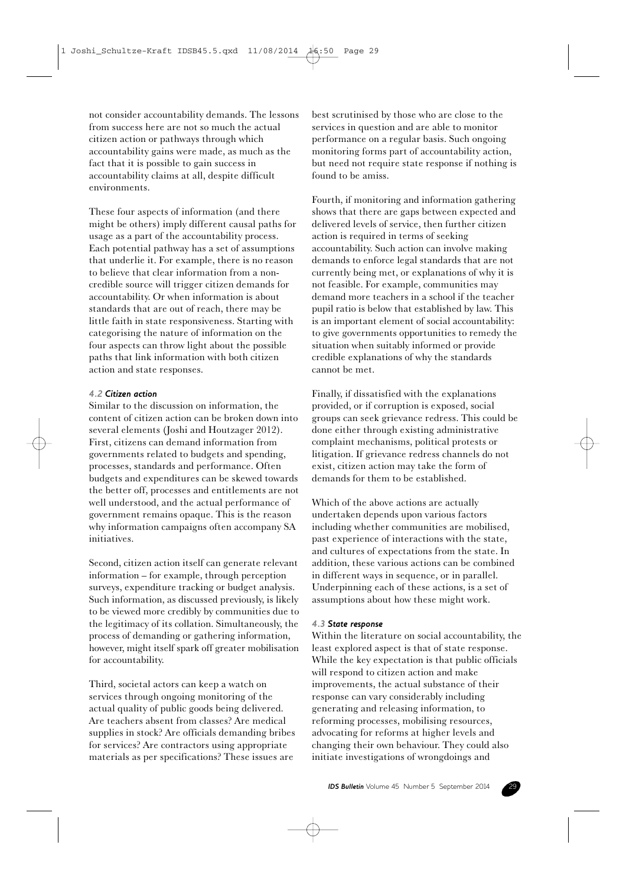not consider accountability demands. The lessons from success here are not so much the actual citizen action or pathways through which accountability gains were made, as much as the fact that it is possible to gain success in accountability claims at all, despite difficult environments.

These four aspects of information (and there might be others) imply different causal paths for usage as a part of the accountability process. Each potential pathway has a set of assumptions that underlie it. For example, there is no reason to believe that clear information from a non-credible source will trigger citizen demands for accountability. Or when information is about standards that are out of reach, there may be little faith in state responsiveness. Starting with categorising the nature of information on the four aspects can throw light about the possible paths that link information with both citizen action and state responses.

### *4.2 Citizen action*

Similar to the discussion on information, the content of citizen action can be broken down into several elements (Joshi and Houtzager 2012). First, citizens can demand information from governments related to budgets and spending, processes, standards and performance. Often budgets and expenditures can be skewed towards the better off, processes and entitlements are not well understood, and the actual performance of government remains opaque. This is the reason why information campaigns often accompany SA initiatives.

Second, citizen action itself can generate relevant information – for example, through perception surveys, expenditure tracking or budget analysis. Such information, as discussed previously, is likely to be viewed more credibly by communities due to the legitimacy of its collation. Simultaneously, the process of demanding or gathering information, however, might itself spark off greater mobilisation for accountability.

Third, societal actors can keep a watch on services through ongoing monitoring of the actual quality of public goods being delivered. Are teachers absent from classes? Are medical supplies in stock? Are officials demanding bribes for services? Are contractors using appropriate materials as per specifications? These issues are best scrutinised by those who are close to the services in question and are able to monitor performance on a regular basis. Such ongoing monitoring forms part of accountability action, but need not require state response if nothing is found to be amiss.

Fourth, if monitoring and information gathering shows that there are gaps between expected and delivered levels of service, then further citizen action is required in terms of seeking accountability. Such action can involve making demands to enforce legal standards that are not currently being met, or explanations of why it is not feasible. For example, communities may demand more teachers in a school if the teacher pupil ratio is below that established by law. This is an important element of social accountability: to give governments opportunities to remedy the situation when suitably informed or provide credible explanations of why the standards cannot be met.

Finally, if dissatisfied with the explanations provided, or if corruption is exposed, social groups can seek grievance redress. This could be done either through existing administrative complaint mechanisms, political protests or litigation. If grievance redress channels do not exist, citizen action may take the form of demands for them to be established.

Which of the above actions are actually undertaken depends upon various factors including whether communities are mobilised, past experience of interactions with the state, and cultures of expectations from the state. In addition, these various actions can be combined in different ways in sequence, or in parallel. Underpinning each of these actions, is a set of assumptions about how these might work.

### *4.3 State response*

Within the literature on social accountability, the least explored aspect is that of state response. While the key expectation is that public officials will respond to citizen action and make improvements, the actual substance of their response can vary considerably including generating and releasing information, to reforming processes, mobilising resources, advocating for reforms at higher levels and changing their own behaviour. They could also initiate investigations of wrongdoings and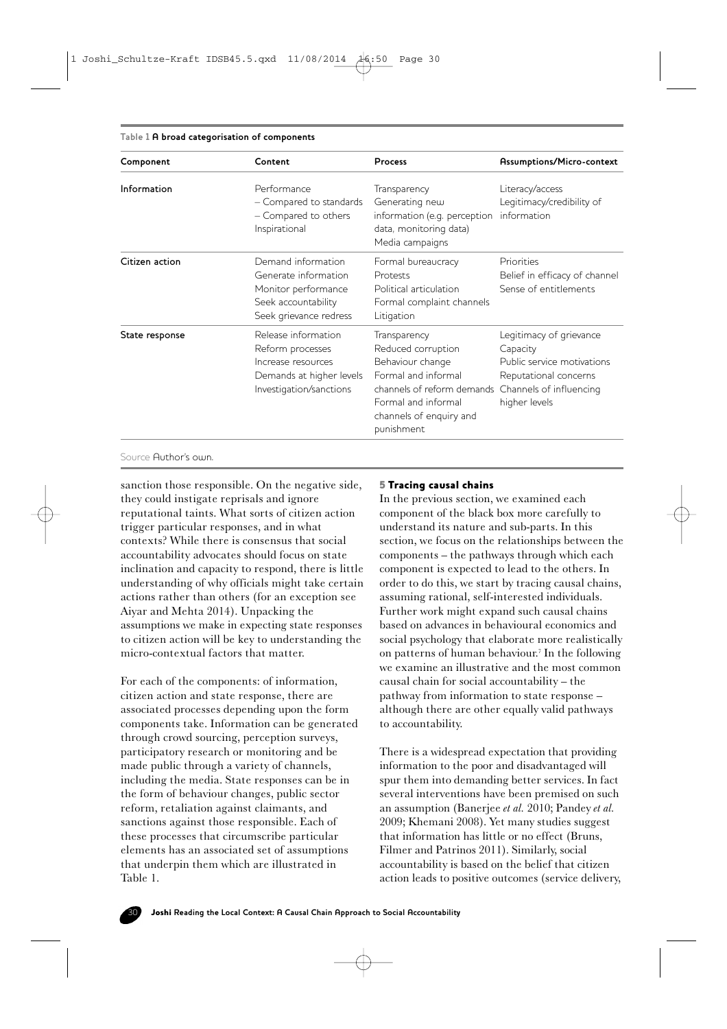**Table 1 A broad categorisation of components**

| Component | Content | Process | Assumptions/Micro-context |
|---|---|---|---|
| Information | Performance<br>– Compared to standards<br>– Compared to others<br>Inspirational | Transparency<br>Generating new information (e.g. perception data, monitoring data)<br>Media campaigns | Literacy/access<br>Legitimacy/credibility of information |
| Citizen action | Demand information<br>Generate information<br>Monitor performance<br>Seek accountability<br>Seek grievance redress | Formal bureaucracy<br>Protests<br>Political articulation<br>Formal complaint channels<br>Litigation | Priorities<br>Belief in efficacy of channel<br>Sense of entitlements |
| State response | Release information<br>Reform processes<br>Increase resources<br>Demands at higher levels<br>Investigation/sanctions | Transparency<br>Reduced corruption<br>Behaviour change<br>Formal and informal channels of reform demands<br>Formal and informal channels of enquiry and punishment | Legitimacy of grievance<br>Capacity<br>Public service motivations<br>Reputational concerns<br>Channels of influencing higher levels |

Source Author's own.

sanction those responsible. On the negative side, they could instigate reprisals and ignore reputational taints. What sorts of citizen action trigger particular responses, and in what contexts? While there is consensus that social accountability advocates should focus on state inclination and capacity to respond, there is little understanding of why officials might take certain actions rather than others (for an exception see Aiyar and Mehta 2014). Unpacking the assumptions we make in expecting state responses to citizen action will be key to understanding the micro-contextual factors that matter.

For each of the components: of information, citizen action and state response, there are associated processes depending upon the form components take. Information can be generated through crowd sourcing, perception surveys, participatory research or monitoring and be made public through a variety of channels, including the media. State responses can be in the form of behaviour changes, public sector reform, retaliation against claimants, and sanctions against those responsible. Each of these processes that circumscribe particular elements has an associated set of assumptions that underpin them which are illustrated in Table 1.

## 5 Tracing causal chains

In the previous section, we examined each component of the black box more carefully to understand its nature and sub-parts. In this section, we focus on the relationships between the components – the pathways through which each component is expected to lead to the others. In order to do this, we start by tracing causal chains, assuming rational, self-interested individuals. Further work might expand such causal chains based on advances in behavioural economics and social psychology that elaborate more realistically on patterns of human behaviour.[7] In the following we examine an illustrative and the most common causal chain for social accountability – the pathway from information to state response – although there are other equally valid pathways to accountability.

There is a widespread expectation that providing information to the poor and disadvantaged will spur them into demanding better services. In fact several interventions have been premised on such an assumption (Banerjee *et al.* 2010; Pandey *et al.* 2009; Khemani 2008). Yet many studies suggest that information has little or no effect (Bruns, Filmer and Patrinos 2011). Similarly, social accountability is based on the belief that citizen action leads to positive outcomes (service delivery,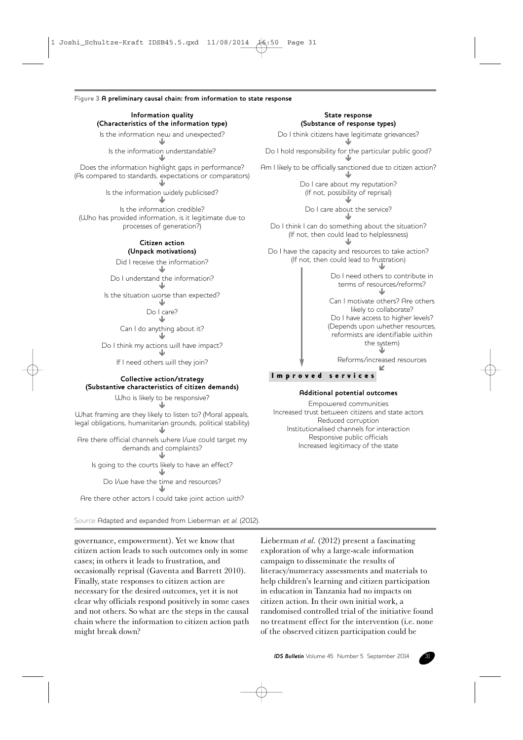**Figure 3 A preliminary causal chain: from information to state response**

**Information quality**
**(Characteristics of the information type)**

Is the information new and unexpected?
↓
Is the information understandable?
↓
Does the information highlight gaps in performance? (As compared to standards, expectations or comparators)
↓
Is the information widely publicised?
↓
Is the information credible? (Who has provided information, is it legitimate due to processes of generation?)

**Citizen action**
**(Unpack motivations)**

Did I receive the information?
↓
Do I understand the information?
↓
Is the situation worse than expected?
↓
Do I care?
↓
Can I do anything about it?
↓
Do I think my actions will have impact?
↓
If I need others will they join?

**Collective action/strategy**
**(Substantive characteristics of citizen demands)**

Who is likely to be responsive?
↓
What framing are they likely to listen to? (Moral appeals, legal obligations, humanitarian grounds, political stability)
↓
Are there official channels where I/we could target my demands and complaints?
↓
Is going to the courts likely to have an effect?
↓
Do I/we have the time and resources?
↓
Are there other actors I could take joint action with?

**State response**
**(Substance of response types)**

Do I think citizens have legitimate grievances?
↓
Do I hold responsibility for the particular public good?
↓
Am I likely to be officially sanctioned due to citizen action?
↓
Do I care about my reputation? (If not, possibility of reprisal)
↓
Do I care about the service?
↓
Do I think I can do something about the situation? (If not, then could lead to helplessness)
↓
Do I have the capacity and resources to take action? (If not, then could lead to frustration)
↓
Do I need others to contribute in terms of resources/reforms?
↓
Can I motivate others? Are others likely to collaborate? Do I have access to higher levels? (Depends upon whether resources, reformists are identifiable within the system)
↓
Reforms/increased resources
↓
**Improved services**

**Additional potential outcomes**

Empowered communities
Increased trust between citizens and state actors
Reduced corruption
Institutionalised channels for interaction
Responsive public officials
Increased legitimacy of the state

Source Adapted and expanded from Lieberman *et al.* (2012).

governance, empowerment). Yet we know that citizen action leads to such outcomes only in some cases; in others it leads to frustration, and occasionally reprisal (Gaventa and Barrett 2010). Finally, state responses to citizen action are necessary for the desired outcomes, yet it is not clear why officials respond positively in some cases and not others. So what are the steps in the causal chain where the information to citizen action path might break down?

Lieberman *et al.* (2012) present a fascinating exploration of why a large-scale information campaign to disseminate the results of literacy/numeracy assessments and materials to help children's learning and citizen participation in education in Tanzania had no impacts on citizen action. In their own initial work, a randomised controlled trial of the initiative found no treatment effect for the intervention (i.e. none of the observed citizen participation could be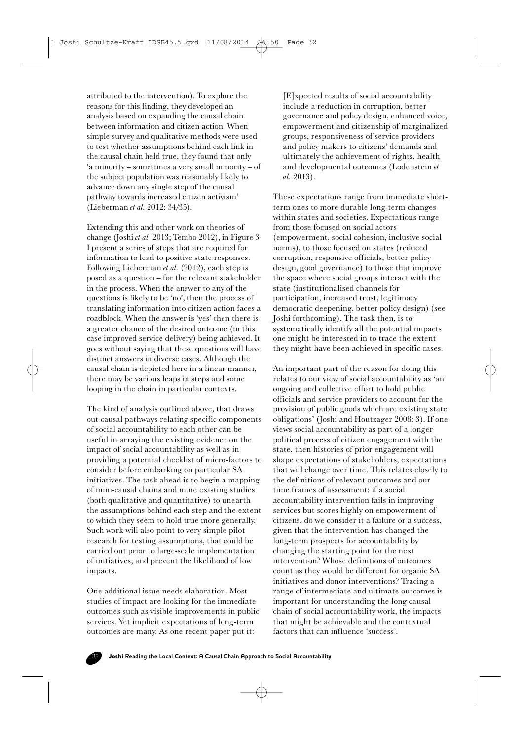attributed to the intervention). To explore the reasons for this finding, they developed an analysis based on expanding the causal chain between information and citizen action. When simple survey and qualitative methods were used to test whether assumptions behind each link in the causal chain held true, they found that only 'a minority – sometimes a very small minority – of the subject population was reasonably likely to advance down any single step of the causal pathway towards increased citizen activism' (Lieberman *et al.* 2012: 34/35).

Extending this and other work on theories of change (Joshi *et al.* 2013; Tembo 2012), in Figure 3 I present a series of steps that are required for information to lead to positive state responses. Following Lieberman *et al.* (2012), each step is posed as a question – for the relevant stakeholder in the process. When the answer to any of the questions is likely to be 'no', then the process of translating information into citizen action faces a roadblock. When the answer is 'yes' then there is a greater chance of the desired outcome (in this case improved service delivery) being achieved. It goes without saying that these questions will have distinct answers in diverse cases. Although the causal chain is depicted here in a linear manner, there may be various leaps in steps and some looping in the chain in particular contexts.

The kind of analysis outlined above, that draws out causal pathways relating specific components of social accountability to each other can be useful in arraying the existing evidence on the impact of social accountability as well as in providing a potential checklist of micro-factors to consider before embarking on particular SA initiatives. The task ahead is to begin a mapping of mini-causal chains and mine existing studies (both qualitative and quantitative) to unearth the assumptions behind each step and the extent to which they seem to hold true more generally. Such work will also point to very simple pilot research for testing assumptions, that could be carried out prior to large-scale implementation of initiatives, and prevent the likelihood of low impacts.

One additional issue needs elaboration. Most studies of impact are looking for the immediate outcomes such as visible improvements in public services. Yet implicit expectations of long-term outcomes are many. As one recent paper put it:

> [E]xpected results of social accountability include a reduction in corruption, better governance and policy design, enhanced voice, empowerment and citizenship of marginalized groups, responsiveness of service providers and policy makers to citizens' demands and ultimately the achievement of rights, health and developmental outcomes (Lodenstein *et al.* 2013).

These expectations range from immediate short-term ones to more durable long-term changes within states and societies. Expectations range from those focused on social actors (empowerment, social cohesion, inclusive social norms), to those focused on states (reduced corruption, responsive officials, better policy design, good governance) to those that improve the space where social groups interact with the state (institutionalised channels for participation, increased trust, legitimacy democratic deepening, better policy design) (see Joshi forthcoming). The task then, is to systematically identify all the potential impacts one might be interested in to trace the extent they might have been achieved in specific cases.

An important part of the reason for doing this relates to our view of social accountability as 'an ongoing and collective effort to hold public officials and service providers to account for the provision of public goods which are existing state obligations' (Joshi and Houtzager 2008: 3). If one views social accountability as part of a longer political process of citizen engagement with the state, then histories of prior engagement will shape expectations of stakeholders, expectations that will change over time. This relates closely to the definitions of relevant outcomes and our time frames of assessment: if a social accountability intervention fails in improving services but scores highly on empowerment of citizens, do we consider it a failure or a success, given that the intervention has changed the long-term prospects for accountability by changing the starting point for the next intervention? Whose definitions of outcomes count as they would be different for organic SA initiatives and donor interventions? Tracing a range of intermediate and ultimate outcomes is important for understanding the long causal chain of social accountability work, the impacts that might be achievable and the contextual factors that can influence 'success'.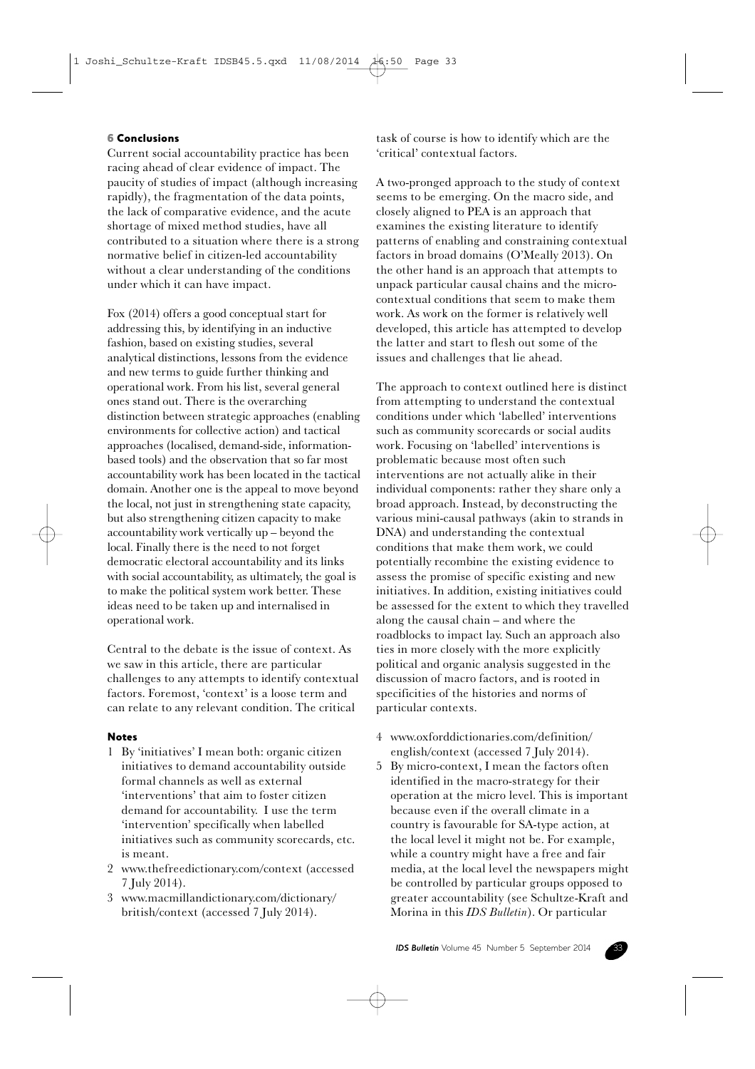## 6 Conclusions

Current social accountability practice has been racing ahead of clear evidence of impact. The paucity of studies of impact (although increasing rapidly), the fragmentation of the data points, the lack of comparative evidence, and the acute shortage of mixed method studies, have all contributed to a situation where there is a strong normative belief in citizen-led accountability without a clear understanding of the conditions under which it can have impact.

Fox (2014) offers a good conceptual start for addressing this, by identifying in an inductive fashion, based on existing studies, several analytical distinctions, lessons from the evidence and new terms to guide further thinking and operational work. From his list, several general ones stand out. There is the overarching distinction between strategic approaches (enabling environments for collective action) and tactical approaches (localised, demand-side, information-based tools) and the observation that so far most accountability work has been located in the tactical domain. Another one is the appeal to move beyond the local, not just in strengthening state capacity, but also strengthening citizen capacity to make accountability work vertically up – beyond the local. Finally there is the need to not forget democratic electoral accountability and its links with social accountability, as ultimately, the goal is to make the political system work better. These ideas need to be taken up and internalised in operational work.

Central to the debate is the issue of context. As we saw in this article, there are particular challenges to any attempts to identify contextual factors. Foremost, 'context' is a loose term and can relate to any relevant condition. The critical task of course is how to identify which are the 'critical' contextual factors.

A two-pronged approach to the study of context seems to be emerging. On the macro side, and closely aligned to PEA is an approach that examines the existing literature to identify patterns of enabling and constraining contextual factors in broad domains (O'Meally 2013). On the other hand is an approach that attempts to unpack particular causal chains and the micro-contextual conditions that seem to make them work. As work on the former is relatively well developed, this article has attempted to develop the latter and start to flesh out some of the issues and challenges that lie ahead.

The approach to context outlined here is distinct from attempting to understand the contextual conditions under which 'labelled' interventions such as community scorecards or social audits work. Focusing on 'labelled' interventions is problematic because most often such interventions are not actually alike in their individual components: rather they share only a broad approach. Instead, by deconstructing the various mini-causal pathways (akin to strands in DNA) and understanding the contextual conditions that make them work, we could potentially recombine the existing evidence to assess the promise of specific existing and new initiatives. In addition, existing initiatives could be assessed for the extent to which they travelled along the causal chain – and where the roadblocks to impact lay. Such an approach also ties in more closely with the more explicitly political and organic analysis suggested in the discussion of macro factors, and is rooted in specificities of the histories and norms of particular contexts.

### Notes

1. By 'initiatives' I mean both: organic citizen initiatives to demand accountability outside formal channels as well as external 'interventions' that aim to foster citizen demand for accountability. I use the term 'intervention' specifically when labelled initiatives such as community scorecards, etc. is meant.
2. www.thefreedictionary.com/context (accessed 7 July 2014).
3. www.macmillandictionary.com/dictionary/british/context (accessed 7 July 2014).
4. www.oxforddictionaries.com/definition/english/context (accessed 7 July 2014).
5. By micro-context, I mean the factors often identified in the macro-strategy for their operation at the micro level. This is important because even if the overall climate in a country is favourable for SA-type action, at the local level it might not be. For example, while a country might have a free and fair media, at the local level the newspapers might be controlled by particular groups opposed to greater accountability (see Schultze-Kraft and Morina in this *IDS Bulletin*). Or particular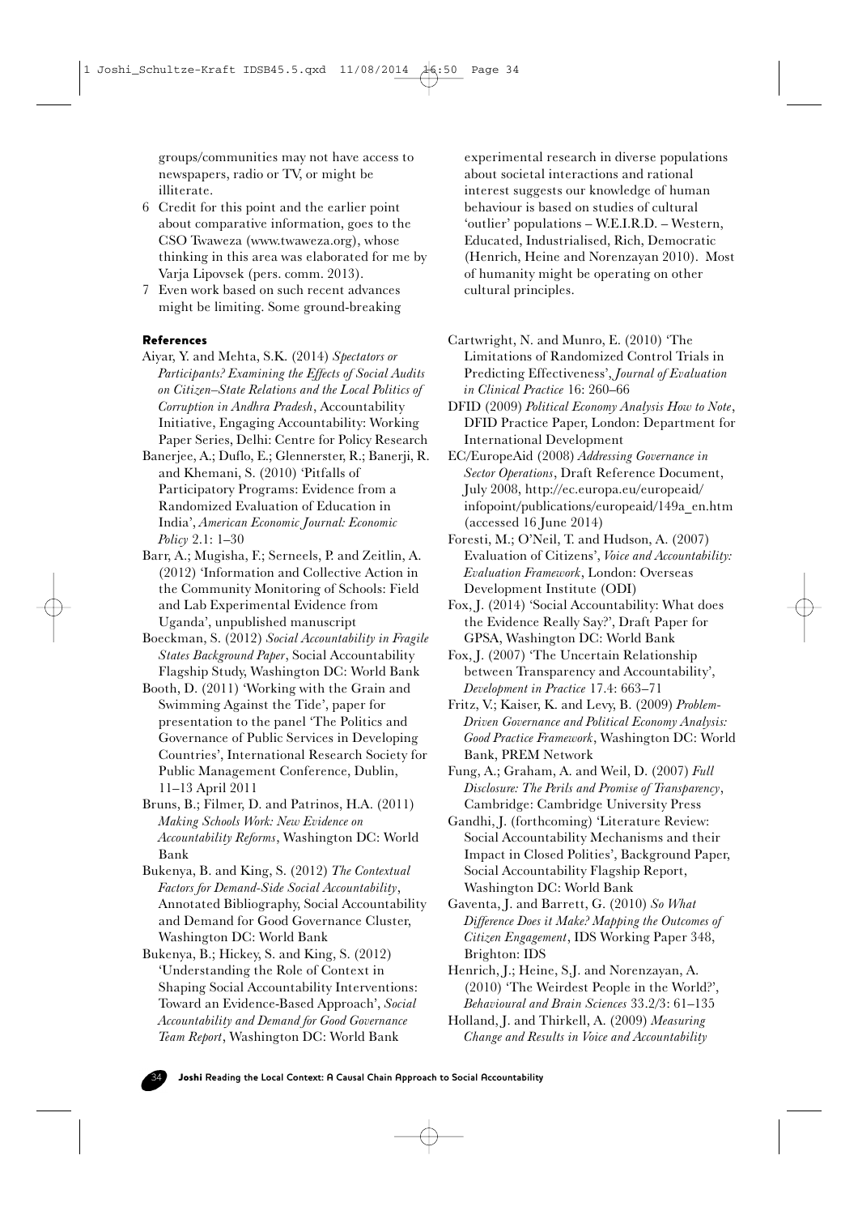groups/communities may not have access to newspapers, radio or TV, or might be illiterate.

6 Credit for this point and the earlier point about comparative information, goes to the CSO Twaweza (www.twaweza.org), whose thinking in this area was elaborated for me by Varja Lipovsek (pers. comm. 2013).

7 Even work based on such recent advances might be limiting. Some ground-breaking experimental research in diverse populations about societal interactions and rational interest suggests our knowledge of human behaviour is based on studies of cultural 'outlier' populations – W.E.I.R.D. – Western, Educated, Industrialised, Rich, Democratic (Henrich, Heine and Norenzayan 2010). Most of humanity might be operating on other cultural principles.

## References

Aiyar, Y. and Mehta, S.K. (2014) *Spectators or Participants? Examining the Effects of Social Audits on Citizen–State Relations and the Local Politics of Corruption in Andhra Pradesh*, Accountability Initiative, Engaging Accountability: Working Paper Series, Delhi: Centre for Policy Research

Banerjee, A.; Duflo, E.; Glennerster, R.; Banerji, R. and Khemani, S. (2010) 'Pitfalls of Participatory Programs: Evidence from a Randomized Evaluation of Education in India', *American Economic Journal: Economic Policy* 2.1: 1–30

Barr, A.; Mugisha, F.; Serneels, P. and Zeitlin, A. (2012) 'Information and Collective Action in the Community Monitoring of Schools: Field and Lab Experimental Evidence from Uganda', unpublished manuscript

Boeckman, S. (2012) *Social Accountability in Fragile States Background Paper*, Social Accountability Flagship Study, Washington DC: World Bank

Booth, D. (2011) 'Working with the Grain and Swimming Against the Tide', paper for presentation to the panel 'The Politics and Governance of Public Services in Developing Countries', International Research Society for Public Management Conference, Dublin, 11–13 April 2011

Bruns, B.; Filmer, D. and Patrinos, H.A. (2011) *Making Schools Work: New Evidence on Accountability Reforms*, Washington DC: World Bank

Bukenya, B. and King, S. (2012) *The Contextual Factors for Demand-Side Social Accountability*, Annotated Bibliography, Social Accountability and Demand for Good Governance Cluster, Washington DC: World Bank

Bukenya, B.; Hickey, S. and King, S. (2012) 'Understanding the Role of Context in Shaping Social Accountability Interventions: Toward an Evidence-Based Approach', *Social Accountability and Demand for Good Governance Team Report*, Washington DC: World Bank

Cartwright, N. and Munro, E. (2010) 'The Limitations of Randomized Control Trials in Predicting Effectiveness', *Journal of Evaluation in Clinical Practice* 16: 260–66

DFID (2009) *Political Economy Analysis How to Note*, DFID Practice Paper, London: Department for International Development

EC/EuropeAid (2008) *Addressing Governance in Sector Operations*, Draft Reference Document, July 2008, http://ec.europa.eu/europeaid/infopoint/publications/europeaid/149a_en.htm (accessed 16 June 2014)

Foresti, M.; O'Neil, T. and Hudson, A. (2007) Evaluation of Citizens', *Voice and Accountability: Evaluation Framework*, London: Overseas Development Institute (ODI)

Fox, J. (2014) 'Social Accountability: What does the Evidence Really Say?', Draft Paper for GPSA, Washington DC: World Bank

Fox, J. (2007) 'The Uncertain Relationship between Transparency and Accountability', *Development in Practice* 17.4: 663–71

Fritz, V.; Kaiser, K. and Levy, B. (2009) *Problem-Driven Governance and Political Economy Analysis: Good Practice Framework*, Washington DC: World Bank, PREM Network

Fung, A.; Graham, A. and Weil, D. (2007) *Full Disclosure: The Perils and Promise of Transparency*, Cambridge: Cambridge University Press

Gandhi, J. (forthcoming) 'Literature Review: Social Accountability Mechanisms and their Impact in Closed Polities', Background Paper, Social Accountability Flagship Report, Washington DC: World Bank

Gaventa, J. and Barrett, G. (2010) *So What Difference Does it Make? Mapping the Outcomes of Citizen Engagement*, IDS Working Paper 348, Brighton: IDS

Henrich, J.; Heine, S.J. and Norenzayan, A. (2010) 'The Weirdest People in the World?', *Behavioural and Brain Sciences* 33.2/3: 61–135

Holland, J. and Thirkell, A. (2009) *Measuring Change and Results in Voice and Accountability*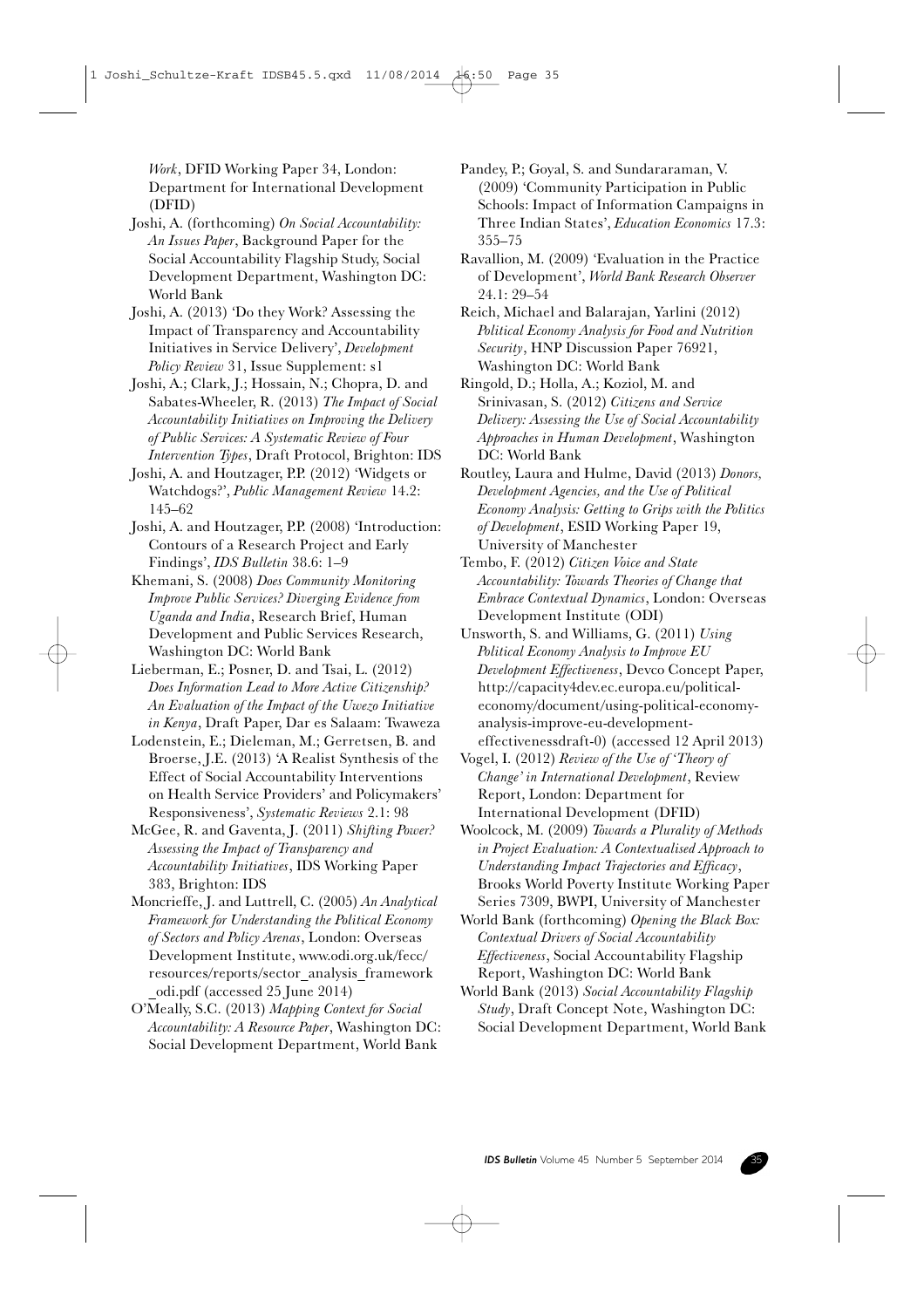*Work*, DFID Working Paper 34, London: Department for International Development (DFID)

Joshi, A. (forthcoming) *On Social Accountability: An Issues Paper*, Background Paper for the Social Accountability Flagship Study, Social Development Department, Washington DC: World Bank

Joshi, A. (2013) 'Do they Work? Assessing the Impact of Transparency and Accountability Initiatives in Service Delivery', *Development Policy Review* 31, Issue Supplement: s1

Joshi, A.; Clark, J.; Hossain, N.; Chopra, D. and Sabates-Wheeler, R. (2013) *The Impact of Social Accountability Initiatives on Improving the Delivery of Public Services: A Systematic Review of Four Intervention Types*, Draft Protocol, Brighton: IDS

Joshi, A. and Houtzager, P.P. (2012) 'Widgets or Watchdogs?', *Public Management Review* 14.2: 145–62

Joshi, A. and Houtzager, P.P. (2008) 'Introduction: Contours of a Research Project and Early Findings', *IDS Bulletin* 38.6: 1–9

Khemani, S. (2008) *Does Community Monitoring Improve Public Services? Diverging Evidence from Uganda and India*, Research Brief, Human Development and Public Services Research, Washington DC: World Bank

Lieberman, E.; Posner, D. and Tsai, L. (2012) *Does Information Lead to More Active Citizenship? An Evaluation of the Impact of the Uwezo Initiative in Kenya*, Draft Paper, Dar es Salaam: Twaweza

Lodenstein, E.; Dieleman, M.; Gerretsen, B. and Broerse, J.E. (2013) 'A Realist Synthesis of the Effect of Social Accountability Interventions on Health Service Providers' and Policymakers' Responsiveness', *Systematic Reviews* 2.1: 98

McGee, R. and Gaventa, J. (2011) *Shifting Power? Assessing the Impact of Transparency and Accountability Initiatives*, IDS Working Paper 383, Brighton: IDS

Moncrieffe, J. and Luttrell, C. (2005) *An Analytical Framework for Understanding the Political Economy of Sectors and Policy Arenas*, London: Overseas Development Institute, www.odi.org.uk/fecc/resources/reports/sector_analysis_framework_odi.pdf (accessed 25 June 2014)

O'Meally, S.C. (2013) *Mapping Context for Social Accountability: A Resource Paper*, Washington DC: Social Development Department, World Bank

Pandey, P.; Goyal, S. and Sundararaman, V. (2009) 'Community Participation in Public Schools: Impact of Information Campaigns in Three Indian States', *Education Economics* 17.3: 355–75

Ravallion, M. (2009) 'Evaluation in the Practice of Development', *World Bank Research Observer* 24.1: 29–54

Reich, Michael and Balarajan, Yarlini (2012) *Political Economy Analysis for Food and Nutrition Security*, HNP Discussion Paper 76921, Washington DC: World Bank

Ringold, D.; Holla, A.; Koziol, M. and Srinivasan, S. (2012) *Citizens and Service Delivery: Assessing the Use of Social Accountability Approaches in Human Development*, Washington DC: World Bank

Routley, Laura and Hulme, David (2013) *Donors, Development Agencies, and the Use of Political Economy Analysis: Getting to Grips with the Politics of Development*, ESID Working Paper 19, University of Manchester

Tembo, F. (2012) *Citizen Voice and State Accountability: Towards Theories of Change that Embrace Contextual Dynamics*, London: Overseas Development Institute (ODI)

Unsworth, S. and Williams, G. (2011) *Using Political Economy Analysis to Improve EU Development Effectiveness*, Devco Concept Paper, http://capacity4dev.ec.europa.eu/political-economy/document/using-political-economy-analysis-improve-eu-development-effectivenessdraft-0) (accessed 12 April 2013)

Vogel, I. (2012) *Review of the Use of 'Theory of Change' in International Development*, Review Report, London: Department for International Development (DFID)

Woolcock, M. (2009) *Towards a Plurality of Methods in Project Evaluation: A Contextualised Approach to Understanding Impact Trajectories and Efficacy*, Brooks World Poverty Institute Working Paper Series 7309, BWPI, University of Manchester

World Bank (forthcoming) *Opening the Black Box: Contextual Drivers of Social Accountability Effectiveness*, Social Accountability Flagship Report, Washington DC: World Bank

World Bank (2013) *Social Accountability Flagship Study*, Draft Concept Note, Washington DC: Social Development Department, World Bank